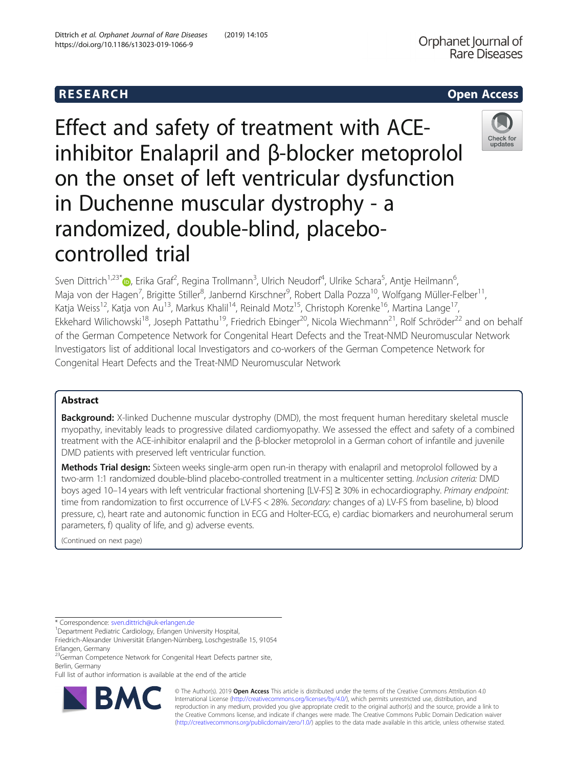RESEARCH Open Access

# Effect and safety of treatment with ACE-inhibitor Enalapril and β-blocker metoprolol on the onset of left ventricular dysfunction in Duchenne muscular dystrophy - a randomized, double-blind, placebo-controlled trial

Sven Dittrich[1,23*], Erika Graf[2], Regina Trollmann[3], Ulrich Neudorf[4], Ulrike Schara[5], Antje Heilmann[6], Maja von der Hagen[7], Brigitte Stiller[8], Janbernd Kirschner[9], Robert Dalla Pozza[10], Wolfgang Müller-Felber[11], Katja Weiss[12], Katja von Au[13], Markus Khalil[14], Reinald Motz[15], Christoph Korenke[16], Martina Lange[17], Ekkehard Wilichowski[18], Joseph Pattathu[19], Friedrich Ebinger[20], Nicola Wiechmann[21], Rolf Schröder[22] and on behalf of the German Competence Network for Congenital Heart Defects and the Treat-NMD Neuromuscular Network Investigators list of additional local Investigators and co-workers of the German Competence Network for Congenital Heart Defects and the Treat-NMD Neuromuscular Network

## Abstract

**Background:** X-linked Duchenne muscular dystrophy (DMD), the most frequent human hereditary skeletal muscle myopathy, inevitably leads to progressive dilated cardiomyopathy. We assessed the effect and safety of a combined treatment with the ACE-inhibitor enalapril and the β-blocker metoprolol in a German cohort of infantile and juvenile DMD patients with preserved left ventricular function.

**Methods Trial design:** Sixteen weeks single-arm open run-in therapy with enalapril and metoprolol followed by a two-arm 1:1 randomized double-blind placebo-controlled treatment in a multicenter setting. *Inclusion criteria:* DMD boys aged 10–14 years with left ventricular fractional shortening [LV-FS] ≥ 30% in echocardiography. *Primary endpoint:* time from randomization to first occurrence of LV-FS < 28%. *Secondary:* changes of a) LV-FS from baseline, b) blood pressure, c), heart rate and autonomic function in ECG and Holter-ECG, e) cardiac biomarkers and neurohumeral serum parameters, f) quality of life, and g) adverse events.

(Continued on next page)

\* Correspondence: sven.dittrich@uk-erlangen.de
[1]Department Pediatric Cardiology, Erlangen University Hospital, Friedrich-Alexander Universität Erlangen-Nürnberg, Loschgestraße 15, 91054 Erlangen, Germany
[23]German Competence Network for Congenital Heart Defects partner site, Berlin, Germany
Full list of author information is available at the end of the article

© The Author(s). 2019 **Open Access** This article is distributed under the terms of the Creative Commons Attribution 4.0 International License (http://creativecommons.org/licenses/by/4.0/), which permits unrestricted use, distribution, and reproduction in any medium, provided you give appropriate credit to the original author(s) and the source, provide a link to the Creative Commons license, and indicate if changes were made. The Creative Commons Public Domain Dedication waiver (http://creativecommons.org/publicdomain/zero/1.0/) applies to the data made available in this article, unless otherwise stated.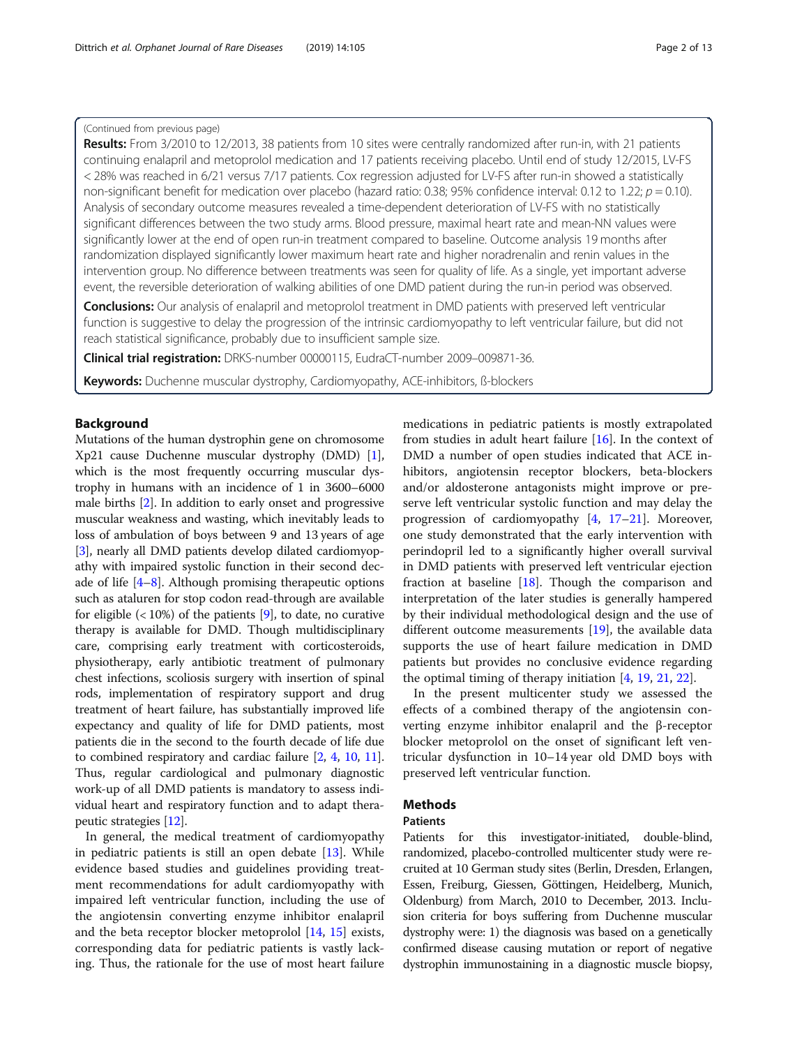(Continued from previous page)

**Results:** From 3/2010 to 12/2013, 38 patients from 10 sites were centrally randomized after run-in, with 21 patients continuing enalapril and metoprolol medication and 17 patients receiving placebo. Until end of study 12/2015, LV-FS < 28% was reached in 6/21 versus 7/17 patients. Cox regression adjusted for LV-FS after run-in showed a statistically non-significant benefit for medication over placebo (hazard ratio: 0.38; 95% confidence interval: 0.12 to 1.22; $p = 0.10$). Analysis of secondary outcome measures revealed a time-dependent deterioration of LV-FS with no statistically significant differences between the two study arms. Blood pressure, maximal heart rate and mean-NN values were significantly lower at the end of open run-in treatment compared to baseline. Outcome analysis 19 months after randomization displayed significantly lower maximum heart rate and higher noradrenalin and renin values in the intervention group. No difference between treatments was seen for quality of life. As a single, yet important adverse event, the reversible deterioration of walking abilities of one DMD patient during the run-in period was observed.

**Conclusions:** Our analysis of enalapril and metoprolol treatment in DMD patients with preserved left ventricular function is suggestive to delay the progression of the intrinsic cardiomyopathy to left ventricular failure, but did not reach statistical significance, probably due to insufficient sample size.

**Clinical trial registration:** DRKS-number 00000115, EudraCT-number 2009–009871-36.

**Keywords:** Duchenne muscular dystrophy, Cardiomyopathy, ACE-inhibitors, ß-blockers

## Background

Mutations of the human dystrophin gene on chromosome Xp21 cause Duchenne muscular dystrophy (DMD) [1], which is the most frequently occurring muscular dystrophy in humans with an incidence of 1 in 3600–6000 male births [2]. In addition to early onset and progressive muscular weakness and wasting, which inevitably leads to loss of ambulation of boys between 9 and 13 years of age [3], nearly all DMD patients develop dilated cardiomyopathy with impaired systolic function in their second decade of life [4–8]. Although promising therapeutic options such as ataluren for stop codon read-through are available for eligible (< 10%) of the patients [9], to date, no curative therapy is available for DMD. Though multidisciplinary care, comprising early treatment with corticosteroids, physiotherapy, early antibiotic treatment of pulmonary chest infections, scoliosis surgery with insertion of spinal rods, implementation of respiratory support and drug treatment of heart failure, has substantially improved life expectancy and quality of life for DMD patients, most patients die in the second to the fourth decade of life due to combined respiratory and cardiac failure [2, 4, 10, 11]. Thus, regular cardiological and pulmonary diagnostic work-up of all DMD patients is mandatory to assess individual heart and respiratory function and to adapt therapeutic strategies [12].

In general, the medical treatment of cardiomyopathy in pediatric patients is still an open debate [13]. While evidence based studies and guidelines providing treatment recommendations for adult cardiomyopathy with impaired left ventricular function, including the use of the angiotensin converting enzyme inhibitor enalapril and the beta receptor blocker metoprolol [14, 15] exists, corresponding data for pediatric patients is vastly lacking. Thus, the rationale for the use of most heart failure medications in pediatric patients is mostly extrapolated from studies in adult heart failure [16]. In the context of DMD a number of open studies indicated that ACE inhibitors, angiotensin receptor blockers, beta-blockers and/or aldosterone antagonists might improve or preserve left ventricular systolic function and may delay the progression of cardiomyopathy [4, 17–21]. Moreover, one study demonstrated that the early intervention with perindopril led to a significantly higher overall survival in DMD patients with preserved left ventricular ejection fraction at baseline [18]. Though the comparison and interpretation of the later studies is generally hampered by their individual methodological design and the use of different outcome measurements [19], the available data supports the use of heart failure medication in DMD patients but provides no conclusive evidence regarding the optimal timing of therapy initiation [4, 19, 21, 22].

In the present multicenter study we assessed the effects of a combined therapy of the angiotensin converting enzyme inhibitor enalapril and the β-receptor blocker metoprolol on the onset of significant left ventricular dysfunction in 10–14 year old DMD boys with preserved left ventricular function.

## Methods

### Patients

Patients for this investigator-initiated, double-blind, randomized, placebo-controlled multicenter study were recruited at 10 German study sites (Berlin, Dresden, Erlangen, Essen, Freiburg, Giessen, Göttingen, Heidelberg, Munich, Oldenburg) from March, 2010 to December, 2013. Inclusion criteria for boys suffering from Duchenne muscular dystrophy were: 1) the diagnosis was based on a genetically confirmed disease causing mutation or report of negative dystrophin immunostaining in a diagnostic muscle biopsy,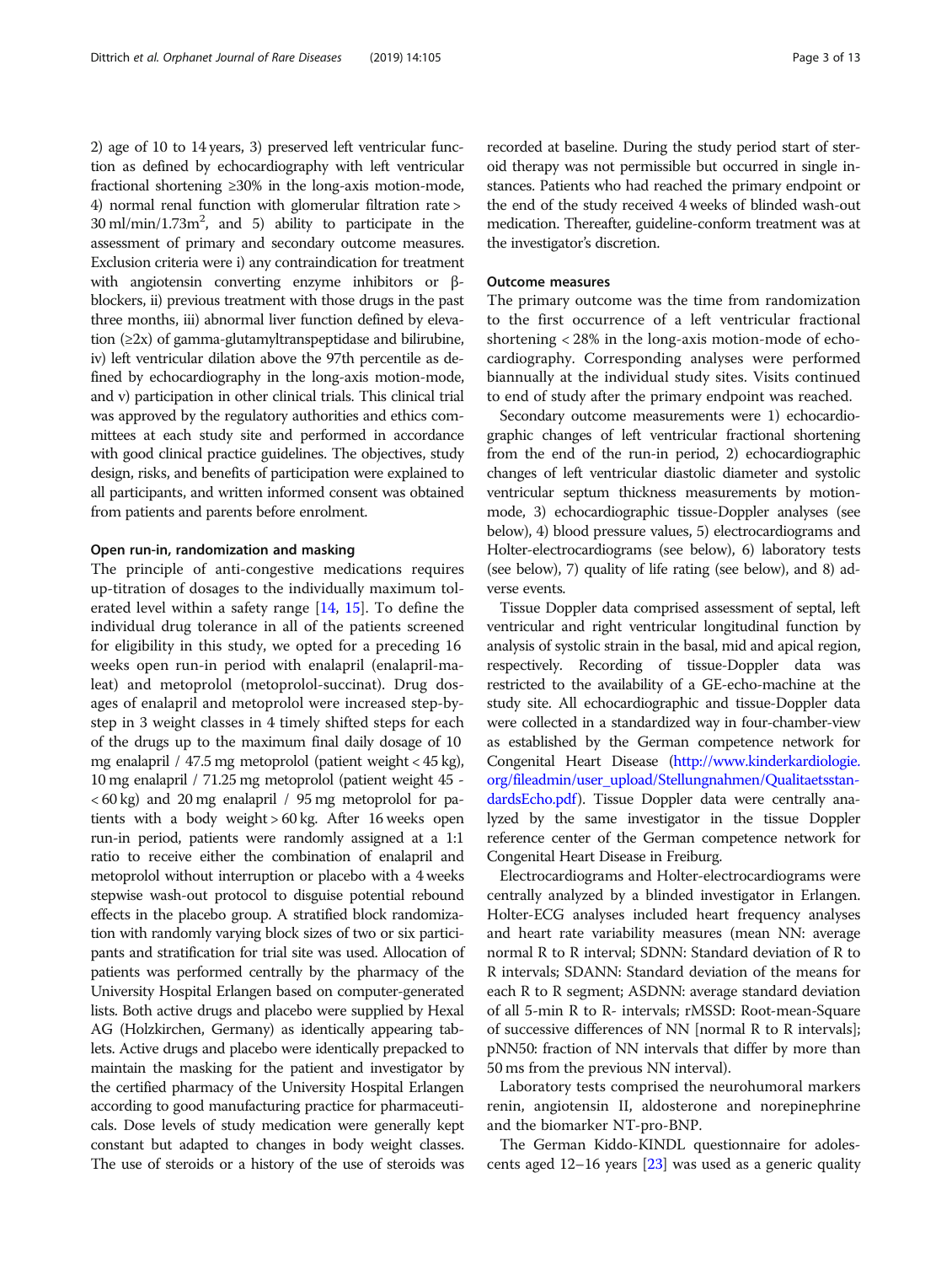2) age of 10 to 14 years, 3) preserved left ventricular function as defined by echocardiography with left ventricular fractional shortening ≥30% in the long-axis motion-mode, 4) normal renal function with glomerular filtration rate > 30 ml/min/1.73m$^2$, and 5) ability to participate in the assessment of primary and secondary outcome measures. Exclusion criteria were i) any contraindication for treatment with angiotensin converting enzyme inhibitors or β-blockers, ii) previous treatment with those drugs in the past three months, iii) abnormal liver function defined by elevation (≥2x) of gamma-glutamyltranspeptidase and bilirubine, iv) left ventricular dilation above the 97th percentile as defined by echocardiography in the long-axis motion-mode, and v) participation in other clinical trials. This clinical trial was approved by the regulatory authorities and ethics committees at each study site and performed in accordance with good clinical practice guidelines. The objectives, study design, risks, and benefits of participation were explained to all participants, and written informed consent was obtained from patients and parents before enrolment.

#### Open run-in, randomization and masking

The principle of anti-congestive medications requires up-titration of dosages to the individually maximum tolerated level within a safety range [14, 15]. To define the individual drug tolerance in all of the patients screened for eligibility in this study, we opted for a preceding 16 weeks open run-in period with enalapril (enalapril-maleat) and metoprolol (metoprolol-succinat). Drug dosages of enalapril and metoprolol were increased step-by-step in 3 weight classes in 4 timely shifted steps for each of the drugs up to the maximum final daily dosage of 10 mg enalapril / 47.5 mg metoprolol (patient weight < 45 kg), 10 mg enalapril / 71.25 mg metoprolol (patient weight 45 - < 60 kg) and 20 mg enalapril / 95 mg metoprolol for patients with a body weight > 60 kg. After 16 weeks open run-in period, patients were randomly assigned at a 1:1 ratio to receive either the combination of enalapril and metoprolol without interruption or placebo with a 4 weeks stepwise wash-out protocol to disguise potential rebound effects in the placebo group. A stratified block randomization with randomly varying block sizes of two or six participants and stratification for trial site was used. Allocation of patients was performed centrally by the pharmacy of the University Hospital Erlangen based on computer-generated lists. Both active drugs and placebo were supplied by Hexal AG (Holzkirchen, Germany) as identically appearing tablets. Active drugs and placebo were identically prepacked to maintain the masking for the patient and investigator by the certified pharmacy of the University Hospital Erlangen according to good manufacturing practice for pharmaceuticals. Dose levels of study medication were generally kept constant but adapted to changes in body weight classes. The use of steroids or a history of the use of steroids was recorded at baseline. During the study period start of steroid therapy was not permissible but occurred in single instances. Patients who had reached the primary endpoint or the end of the study received 4 weeks of blinded wash-out medication. Thereafter, guideline-conform treatment was at the investigator's discretion.

#### Outcome measures

The primary outcome was the time from randomization to the first occurrence of a left ventricular fractional shortening < 28% in the long-axis motion-mode of echocardiography. Corresponding analyses were performed biannually at the individual study sites. Visits continued to end of study after the primary endpoint was reached.

Secondary outcome measurements were 1) echocardiographic changes of left ventricular fractional shortening from the end of the run-in period, 2) echocardiographic changes of left ventricular diastolic diameter and systolic ventricular septum thickness measurements by motion-mode, 3) echocardiographic tissue-Doppler analyses (see below), 4) blood pressure values, 5) electrocardiograms and Holter-electrocardiograms (see below), 6) laboratory tests (see below), 7) quality of life rating (see below), and 8) adverse events.

Tissue Doppler data comprised assessment of septal, left ventricular and right ventricular longitudinal function by analysis of systolic strain in the basal, mid and apical region, respectively. Recording of tissue-Doppler data was restricted to the availability of a GE-echo-machine at the study site. All echocardiographic and tissue-Doppler data were collected in a standardized way in four-chamber-view as established by the German competence network for Congenital Heart Disease (http://www.kinderkardiologie.org/fileadmin/user_upload/Stellungnahmen/QualitaetsstandardsEcho.pdf). Tissue Doppler data were centrally analyzed by the same investigator in the tissue Doppler reference center of the German competence network for Congenital Heart Disease in Freiburg.

Electrocardiograms and Holter-electrocardiograms were centrally analyzed by a blinded investigator in Erlangen. Holter-ECG analyses included heart frequency analyses and heart rate variability measures (mean NN: average normal R to R interval; SDNN: Standard deviation of R to R intervals; SDANN: Standard deviation of the means for each R to R segment; ASDNN: average standard deviation of all 5-min R to R- intervals; rMSSD: Root-mean-Square of successive differences of NN [normal R to R intervals]; pNN50: fraction of NN intervals that differ by more than 50 ms from the previous NN interval).

Laboratory tests comprised the neurohumoral markers renin, angiotensin II, aldosterone and norepinephrine and the biomarker NT-pro-BNP.

The German Kiddo-KINDL questionnaire for adolescents aged 12–16 years [23] was used as a generic quality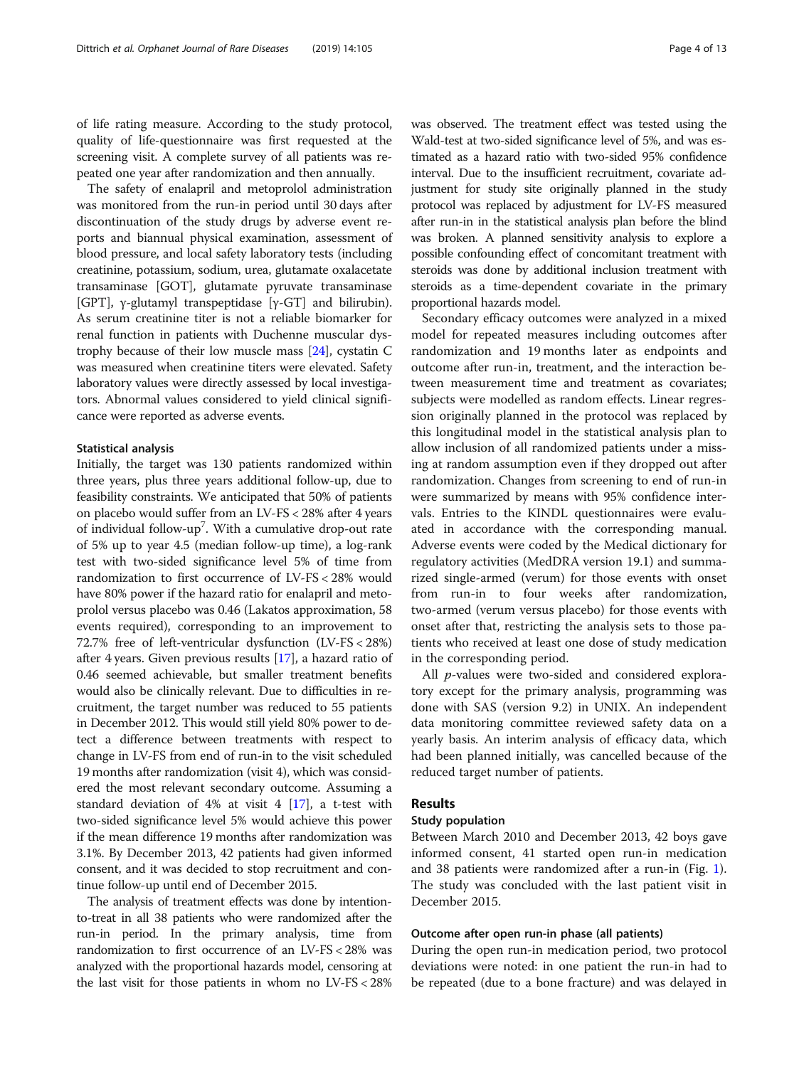of life rating measure. According to the study protocol, quality of life-questionnaire was first requested at the screening visit. A complete survey of all patients was repeated one year after randomization and then annually.

The safety of enalapril and metoprolol administration was monitored from the run-in period until 30 days after discontinuation of the study drugs by adverse event reports and biannual physical examination, assessment of blood pressure, and local safety laboratory tests (including creatinine, potassium, sodium, urea, glutamate oxalacetate transaminase [GOT], glutamate pyruvate transaminase [GPT], γ-glutamyl transpeptidase [γ-GT] and bilirubin). As serum creatinine titer is not a reliable biomarker for renal function in patients with Duchenne muscular dystrophy because of their low muscle mass [24], cystatin C was measured when creatinine titers were elevated. Safety laboratory values were directly assessed by local investigators. Abnormal values considered to yield clinical significance were reported as adverse events.

#### Statistical analysis

Initially, the target was 130 patients randomized within three years, plus three years additional follow-up, due to feasibility constraints. We anticipated that 50% of patients on placebo would suffer from an LV-FS < 28% after 4 years of individual follow-up[7]. With a cumulative drop-out rate of 5% up to year 4.5 (median follow-up time), a log-rank test with two-sided significance level 5% of time from randomization to first occurrence of LV-FS < 28% would have 80% power if the hazard ratio for enalapril and metoprolol versus placebo was 0.46 (Lakatos approximation, 58 events required), corresponding to an improvement to 72.7% free of left-ventricular dysfunction (LV-FS < 28%) after 4 years. Given previous results [17], a hazard ratio of 0.46 seemed achievable, but smaller treatment benefits would also be clinically relevant. Due to difficulties in recruitment, the target number was reduced to 55 patients in December 2012. This would still yield 80% power to detect a difference between treatments with respect to change in LV-FS from end of run-in to the visit scheduled 19 months after randomization (visit 4), which was considered the most relevant secondary outcome. Assuming a standard deviation of 4% at visit 4 [17], a t-test with two-sided significance level 5% would achieve this power if the mean difference 19 months after randomization was 3.1%. By December 2013, 42 patients had given informed consent, and it was decided to stop recruitment and continue follow-up until end of December 2015.

The analysis of treatment effects was done by intention-to-treat in all 38 patients who were randomized after the run-in period. In the primary analysis, time from randomization to first occurrence of an LV-FS < 28% was analyzed with the proportional hazards model, censoring at the last visit for those patients in whom no LV-FS < 28% was observed. The treatment effect was tested using the Wald-test at two-sided significance level of 5%, and was estimated as a hazard ratio with two-sided 95% confidence interval. Due to the insufficient recruitment, covariate adjustment for study site originally planned in the study protocol was replaced by adjustment for LV-FS measured after run-in in the statistical analysis plan before the blind was broken. A planned sensitivity analysis to explore a possible confounding effect of concomitant treatment with steroids was done by additional inclusion treatment with steroids as a time-dependent covariate in the primary proportional hazards model.

Secondary efficacy outcomes were analyzed in a mixed model for repeated measures including outcomes after randomization and 19 months later as endpoints and outcome after run-in, treatment, and the interaction between measurement time and treatment as covariates; subjects were modelled as random effects. Linear regression originally planned in the protocol was replaced by this longitudinal model in the statistical analysis plan to allow inclusion of all randomized patients under a missing at random assumption even if they dropped out after randomization. Changes from screening to end of run-in were summarized by means with 95% confidence intervals. Entries to the KINDL questionnaires were evaluated in accordance with the corresponding manual. Adverse events were coded by the Medical dictionary for regulatory activities (MedDRA version 19.1) and summarized single-armed (verum) for those events with onset from run-in to four weeks after randomization, two-armed (verum versus placebo) for those events with onset after that, restricting the analysis sets to those patients who received at least one dose of study medication in the corresponding period.

All *p*-values were two-sided and considered exploratory except for the primary analysis, programming was done with SAS (version 9.2) in UNIX. An independent data monitoring committee reviewed safety data on a yearly basis. An interim analysis of efficacy data, which had been planned initially, was cancelled because of the reduced target number of patients.

## Results

#### Study population

Between March 2010 and December 2013, 42 boys gave informed consent, 41 started open run-in medication and 38 patients were randomized after a run-in (Fig. 1). The study was concluded with the last patient visit in December 2015.

#### Outcome after open run-in phase (all patients)

During the open run-in medication period, two protocol deviations were noted: in one patient the run-in had to be repeated (due to a bone fracture) and was delayed in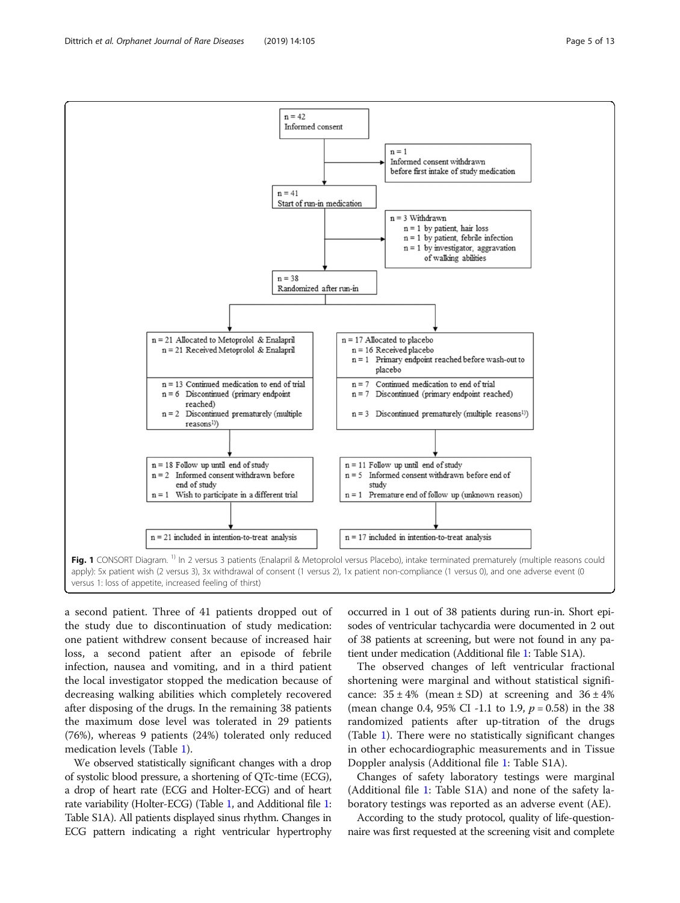n = 42
Informed consent

n = 1
Informed consent withdrawn before first intake of study medication

n = 41
Start of run-in medication

n = 3 Withdrawn
- n = 1 by patient, hair loss
- n = 1 by patient, febrile infection
- n = 1 by investigator, aggravation of walking abilities

n = 38
Randomized after run-in

| Metoprolol & Enalapril | Placebo |
|---|---|
| n = 21 Allocated to Metoprolol & Enalapril<br>n = 21 Received Metoprolol & Enalapril | n = 17 Allocated to placebo<br>n = 16 Received placebo<br>n = 1 Primary endpoint reached before wash-out to placebo |
| n = 13 Continued medication to end of trial<br>n = 6 Discontinued (primary endpoint reached)<br>n = 2 Discontinued prematurely (multiple reasons[1)]) | n = 7 Continued medication to end of trial<br>n = 7 Discontinued (primary endpoint reached)<br>n = 3 Discontinued prematurely (multiple reasons[1)]) |
| n = 18 Follow up until end of study<br>n = 2 Informed consent withdrawn before end of study<br>n = 1 Wish to participate in a different trial | n = 11 Follow up until end of study<br>n = 5 Informed consent withdrawn before end of study<br>n = 1 Premature end of follow up (unknown reason) |
| n = 21 included in intention-to-treat analysis | n = 17 included in intention-to-treat analysis |

**Fig. 1** CONSORT Diagram. [1)] In 2 versus 3 patients (Enalapril & Metoprolol versus Placebo), intake terminated prematurely (multiple reasons could apply): 5x patient wish (2 versus 3), 3x withdrawal of consent (1 versus 2), 1x patient non-compliance (1 versus 0), and one adverse event (0 versus 1: loss of appetite, increased feeling of thirst)

a second patient. Three of 41 patients dropped out of the study due to discontinuation of study medication: one patient withdrew consent because of increased hair loss, a second patient after an episode of febrile infection, nausea and vomiting, and in a third patient the local investigator stopped the medication because of decreasing walking abilities which completely recovered after disposing of the drugs. In the remaining 38 patients the maximum dose level was tolerated in 29 patients (76%), whereas 9 patients (24%) tolerated only reduced medication levels (Table 1).

We observed statistically significant changes with a drop of systolic blood pressure, a shortening of QTc-time (ECG), a drop of heart rate (ECG and Holter-ECG) and of heart rate variability (Holter-ECG) (Table 1, and Additional file 1: Table S1A). All patients displayed sinus rhythm. Changes in ECG pattern indicating a right ventricular hypertrophy occurred in 1 out of 38 patients during run-in. Short episodes of ventricular tachycardia were documented in 2 out of 38 patients at screening, but were not found in any patient under medication (Additional file 1: Table S1A).

The observed changes of left ventricular fractional shortening were marginal and without statistical significance: 35 ± 4% (mean ± SD) at screening and 36 ± 4% (mean change 0.4, 95% CI -1.1 to 1.9, $p = 0.58$) in the 38 randomized patients after up-titration of the drugs (Table 1). There were no statistically significant changes in other echocardiographic measurements and in Tissue Doppler analysis (Additional file 1: Table S1A).

Changes of safety laboratory testings were marginal (Additional file 1: Table S1A) and none of the safety laboratory testings was reported as an adverse event (AE).

According to the study protocol, quality of life-questionnaire was first requested at the screening visit and complete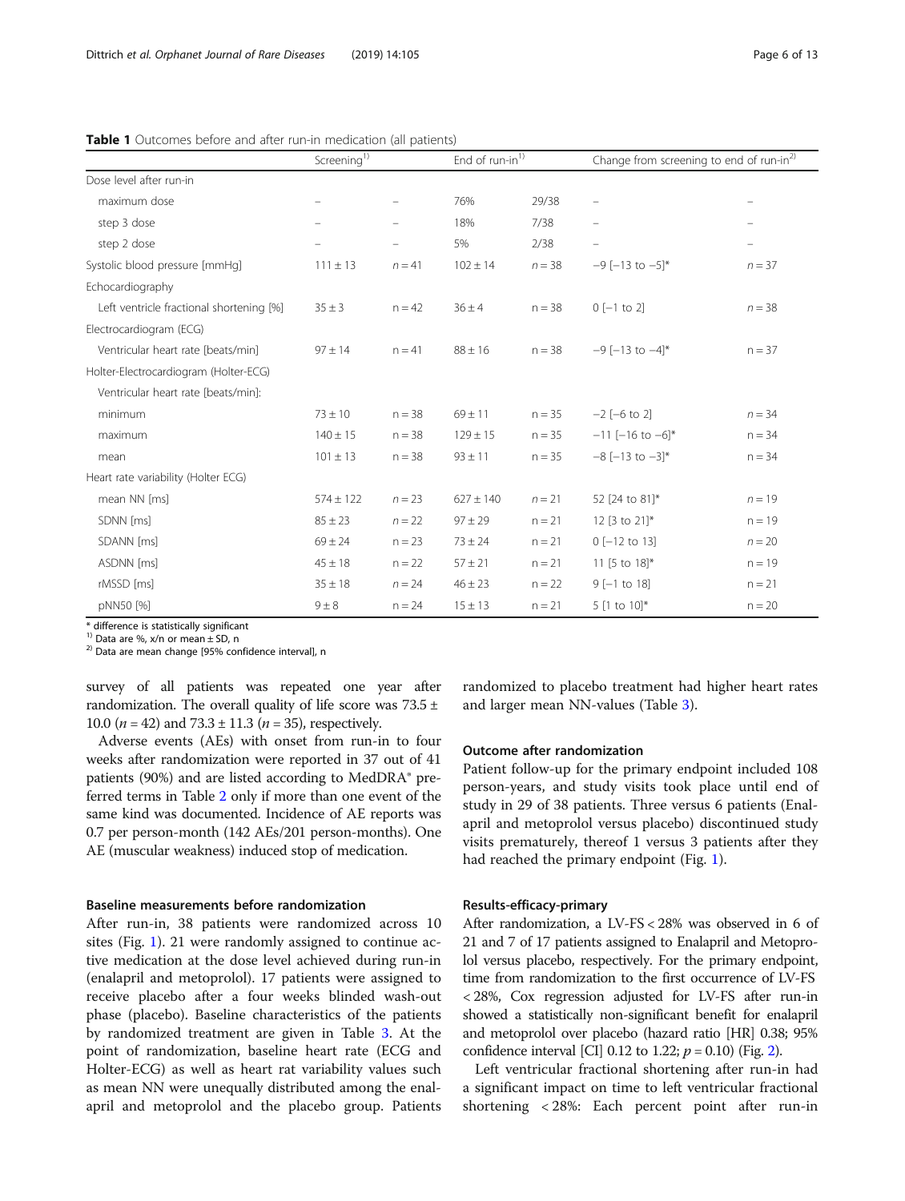**Table 1** Outcomes before and after run-in medication (all patients)

| | Screening[1)] | | End of run-in[1)] | | Change from screening to end of run-in[2)] | |
|---|---|---|---|---|---|---|
| Dose level after run-in | | | | | | |
| maximum dose | – | – | 76% | 29/38 | – | – |
| step 3 dose | – | – | 18% | 7/38 | – | – |
| step 2 dose | – | – | 5% | 2/38 | – | – |
| Systolic blood pressure [mmHg] | 111 ± 13 | n = 41 | 102 ± 14 | n = 38 | −9 [−13 to −5]* | n = 37 |
| Echocardiography | | | | | | |
| Left ventricle fractional shortening [%] | 35 ± 3 | n = 42 | 36 ± 4 | n = 38 | 0 [−1 to 2] | n = 38 |
| Electrocardiogram (ECG) | | | | | | |
| Ventricular heart rate [beats/min] | 97 ± 14 | n = 41 | 88 ± 16 | n = 38 | −9 [−13 to −4]* | n = 37 |
| Holter-Electrocardiogram (Holter-ECG) | | | | | | |
| Ventricular heart rate [beats/min]: | | | | | | |
| minimum | 73 ± 10 | n = 38 | 69 ± 11 | n = 35 | −2 [−6 to 2] | n = 34 |
| maximum | 140 ± 15 | n = 38 | 129 ± 15 | n = 35 | −11 [−16 to −6]* | n = 34 |
| mean | 101 ± 13 | n = 38 | 93 ± 11 | n = 35 | −8 [−13 to −3]* | n = 34 |
| Heart rate variability (Holter ECG) | | | | | | |
| mean NN [ms] | 574 ± 122 | n = 23 | 627 ± 140 | n = 21 | 52 [24 to 81]* | n = 19 |
| SDNN [ms] | 85 ± 23 | n = 22 | 97 ± 29 | n = 21 | 12 [3 to 21]* | n = 19 |
| SDANN [ms] | 69 ± 24 | n = 23 | 73 ± 24 | n = 21 | 0 [−12 to 13] | n = 20 |
| ASDNN [ms] | 45 ± 18 | n = 22 | 57 ± 21 | n = 21 | 11 [5 to 18]* | n = 19 |
| rMSSD [ms] | 35 ± 18 | n = 24 | 46 ± 23 | n = 22 | 9 [−1 to 18] | n = 21 |
| pNN50 [%] | 9 ± 8 | n = 24 | 15 ± 13 | n = 21 | 5 [1 to 10]* | n = 20 |

\* difference is statistically significant
[1)] Data are %, x/n or mean ± SD, n
[2)] Data are mean change [95% confidence interval], n

survey of all patients was repeated one year after randomization. The overall quality of life score was 73.5 ± 10.0 ($n = 42$) and 73.3 ± 11.3 ($n = 35$), respectively.

Adverse events (AEs) with onset from run-in to four weeks after randomization were reported in 37 out of 41 patients (90%) and are listed according to MedDRA® preferred terms in Table 2 only if more than one event of the same kind was documented. Incidence of AE reports was 0.7 per person-month (142 AEs/201 person-months). One AE (muscular weakness) induced stop of medication.

### Baseline measurements before randomization

After run-in, 38 patients were randomized across 10 sites (Fig. 1). 21 were randomly assigned to continue active medication at the dose level achieved during run-in (enalapril and metoprolol). 17 patients were assigned to receive placebo after a four weeks blinded wash-out phase (placebo). Baseline characteristics of the patients by randomized treatment are given in Table 3. At the point of randomization, baseline heart rate (ECG and Holter-ECG) as well as heart rat variability values such as mean NN were unequally distributed among the enalapril and metoprolol and the placebo group. Patients randomized to placebo treatment had higher heart rates and larger mean NN-values (Table 3).

### Outcome after randomization

Patient follow-up for the primary endpoint included 108 person-years, and study visits took place until end of study in 29 of 38 patients. Three versus 6 patients (Enalapril and metoprolol versus placebo) discontinued study visits prematurely, thereof 1 versus 3 patients after they had reached the primary endpoint (Fig. 1).

### Results-efficacy-primary

After randomization, a LV-FS < 28% was observed in 6 of 21 and 7 of 17 patients assigned to Enalapril and Metoprolol versus placebo, respectively. For the primary endpoint, time from randomization to the first occurrence of LV-FS < 28%, Cox regression adjusted for LV-FS after run-in showed a statistically non-significant benefit for enalapril and metoprolol over placebo (hazard ratio [HR] 0.38; 95% confidence interval [CI] 0.12 to 1.22; $p = 0.10$) (Fig. 2).

Left ventricular fractional shortening after run-in had a significant impact on time to left ventricular fractional shortening < 28%: Each percent point after run-in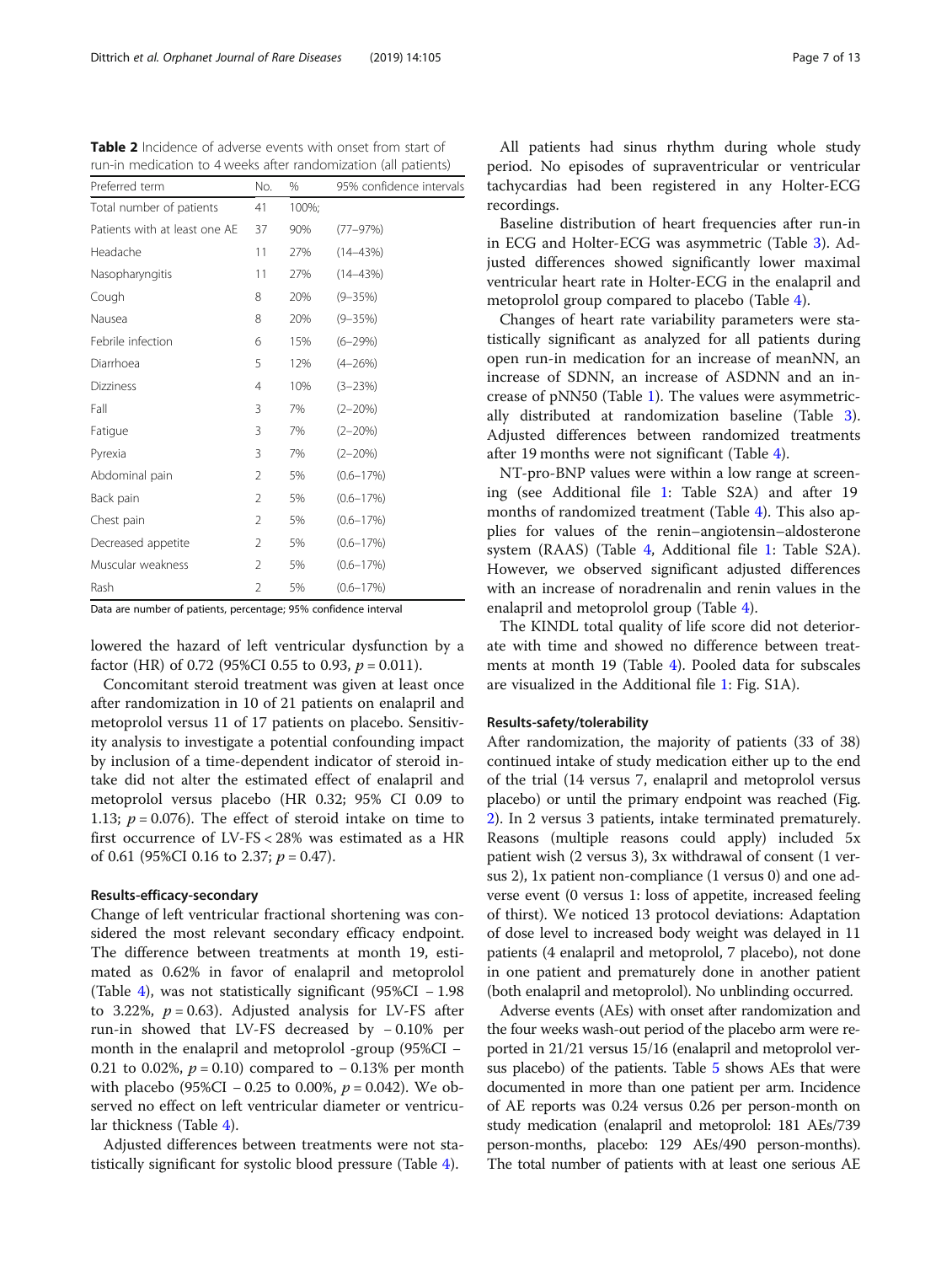**Table 2** Incidence of adverse events with onset from start of run-in medication to 4 weeks after randomization (all patients)

| Preferred term | No. | % | 95% confidence intervals |
|---|---|---|---|
| Total number of patients | 41 | 100%; | |
| Patients with at least one AE | 37 | 90% | (77–97%) |
| Headache | 11 | 27% | (14–43%) |
| Nasopharyngitis | 11 | 27% | (14–43%) |
| Cough | 8 | 20% | (9–35%) |
| Nausea | 8 | 20% | (9–35%) |
| Febrile infection | 6 | 15% | (6–29%) |
| Diarrhoea | 5 | 12% | (4–26%) |
| Dizziness | 4 | 10% | (3–23%) |
| Fall | 3 | 7% | (2–20%) |
| Fatigue | 3 | 7% | (2–20%) |
| Pyrexia | 3 | 7% | (2–20%) |
| Abdominal pain | 2 | 5% | (0.6–17%) |
| Back pain | 2 | 5% | (0.6–17%) |
| Chest pain | 2 | 5% | (0.6–17%) |
| Decreased appetite | 2 | 5% | (0.6–17%) |
| Muscular weakness | 2 | 5% | (0.6–17%) |
| Rash | 2 | 5% | (0.6–17%) |

Data are number of patients, percentage; 95% confidence interval

lowered the hazard of left ventricular dysfunction by a factor (HR) of 0.72 (95%CI 0.55 to 0.93, $p = 0.011$).

Concomitant steroid treatment was given at least once after randomization in 10 of 21 patients on enalapril and metoprolol versus 11 of 17 patients on placebo. Sensitivity analysis to investigate a potential confounding impact by inclusion of a time-dependent indicator of steroid intake did not alter the estimated effect of enalapril and metoprolol versus placebo (HR 0.32; 95% CI 0.09 to 1.13; $p = 0.076$). The effect of steroid intake on time to first occurrence of LV-FS < 28% was estimated as a HR of 0.61 (95%CI 0.16 to 2.37; $p = 0.47$).

### Results-efficacy-secondary

Change of left ventricular fractional shortening was considered the most relevant secondary efficacy endpoint. The difference between treatments at month 19, estimated as 0.62% in favor of enalapril and metoprolol (Table 4), was not statistically significant (95%CI − 1.98 to 3.22%, $p = 0.63$). Adjusted analysis for LV-FS after run-in showed that LV-FS decreased by − 0.10% per month in the enalapril and metoprolol -group (95%CI − 0.21 to 0.02%, $p = 0.10$) compared to − 0.13% per month with placebo (95%CI − 0.25 to 0.00%, $p = 0.042$). We observed no effect on left ventricular diameter or ventricular thickness (Table 4).

Adjusted differences between treatments were not statistically significant for systolic blood pressure (Table 4).

All patients had sinus rhythm during whole study period. No episodes of supraventricular or ventricular tachycardias had been registered in any Holter-ECG recordings.

Baseline distribution of heart frequencies after run-in in ECG and Holter-ECG was asymmetric (Table 3). Adjusted differences showed significantly lower maximal ventricular heart rate in Holter-ECG in the enalapril and metoprolol group compared to placebo (Table 4).

Changes of heart rate variability parameters were statistically significant as analyzed for all patients during open run-in medication for an increase of meanNN, an increase of SDNN, an increase of ASDNN and an increase of pNN50 (Table 1). The values were asymmetrically distributed at randomization baseline (Table 3). Adjusted differences between randomized treatments after 19 months were not significant (Table 4).

NT-pro-BNP values were within a low range at screening (see Additional file 1: Table S2A) and after 19 months of randomized treatment (Table 4). This also applies for values of the renin–angiotensin–aldosterone system (RAAS) (Table 4, Additional file 1: Table S2A). However, we observed significant adjusted differences with an increase of noradrenalin and renin values in the enalapril and metoprolol group (Table 4).

The KINDL total quality of life score did not deteriorate with time and showed no difference between treatments at month 19 (Table 4). Pooled data for subscales are visualized in the Additional file 1: Fig. S1A).

### Results-safety/tolerability

After randomization, the majority of patients (33 of 38) continued intake of study medication either up to the end of the trial (14 versus 7, enalapril and metoprolol versus placebo) or until the primary endpoint was reached (Fig. 2). In 2 versus 3 patients, intake terminated prematurely. Reasons (multiple reasons could apply) included 5x patient wish (2 versus 3), 3x withdrawal of consent (1 versus 2), 1x patient non-compliance (1 versus 0) and one adverse event (0 versus 1: loss of appetite, increased feeling of thirst). We noticed 13 protocol deviations: Adaptation of dose level to increased body weight was delayed in 11 patients (4 enalapril and metoprolol, 7 placebo), not done in one patient and prematurely done in another patient (both enalapril and metoprolol). No unblinding occurred.

Adverse events (AEs) with onset after randomization and the four weeks wash-out period of the placebo arm were reported in 21/21 versus 15/16 (enalapril and metoprolol versus placebo) of the patients. Table 5 shows AEs that were documented in more than one patient per arm. Incidence of AE reports was 0.24 versus 0.26 per person-month on study medication (enalapril and metoprolol: 181 AEs/739 person-months, placebo: 129 AEs/490 person-months). The total number of patients with at least one serious AE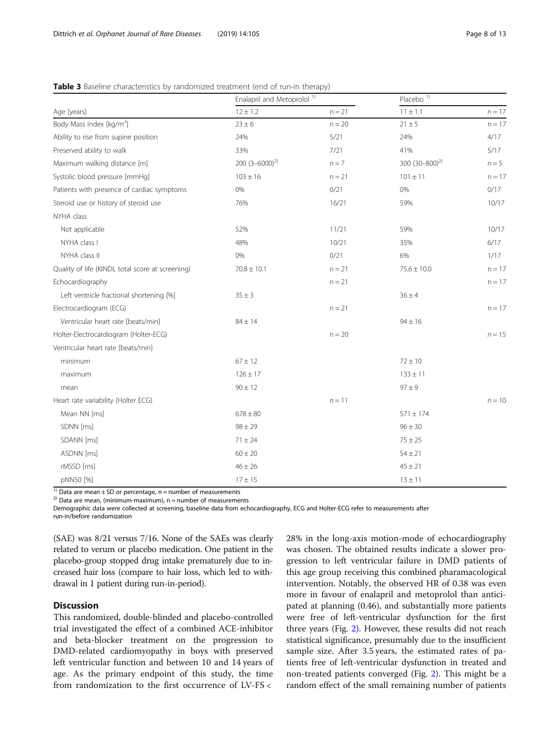**Table 3** Baseline characteristics by randomized treatment (end of run-in therapy)

| | Enalapril and Metoprolol [1)] | | Placebo [1)] | |
|---|---|---|---|---|
| Age [years] | 12 ± 1.2 | n = 21 | 11 ± 1.1 | n = 17 |
| Body Mass Index [kg/m$^2$] | 23 ± 6 | n = 20 | 21 ± 5 | n = 17 |
| Ability to rise from supine position | 24% | 5/21 | 24% | 4/17 |
| Preserved ability to walk | 33% | 7/21 | 41% | 5/17 |
| Maximum walking distance [m] | 200 (3–6000)[2)] | n = 7 | 300 (30–800)[2)] | n = 5 |
| Systolic blood pressure [mmHg] | 103 ± 16 | n = 21 | 101 ± 11 | n = 17 |
| Patients with presence of cardiac symptoms | 0% | 0/21 | 0% | 0/17 |
| Steroid use or history of steroid use | 76% | 16/21 | 59% | 10/17 |
| NYHA class | | | | |
| Not applicable | 52% | 11/21 | 59% | 10/17 |
| NYHA class I | 48% | 10/21 | 35% | 6/17 |
| NYHA class II | 0% | 0/21 | 6% | 1/17 |
| Quality of life (KINDL total score at screening) | 70.8 ± 10.1 | n = 21 | 75.6 ± 10.0 | n = 17 |
| Echocardiography | | n = 21 | | n = 17 |
| Left ventricle fractional shortening [%] | 35 ± 3 | | 36 ± 4 | |
| Electrocardiogram (ECG) | | n = 21 | | n = 17 |
| Ventricular heart rate [beats/min] | 84 ± 14 | | 94 ± 16 | |
| Holter-Electrocardiogram (Holter-ECG) | | n = 20 | | n = 15 |
| Ventricular heart rate [beats/min] | | | | |
| minimum | 67 ± 12 | | 72 ± 10 | |
| maximum | 126 ± 17 | | 133 ± 11 | |
| mean | 90 ± 12 | | 97 ± 9 | |
| Heart rate variability (Holter ECG) | | n = 11 | | n = 10 |
| Mean NN [ms] | 678 ± 80 | | 571 ± 174 | |
| SDNN [ms] | 98 ± 29 | | 96 ± 30 | |
| SDANN [ms] | 71 ± 24 | | 75 ± 25 | |
| ASDNN [ms] | 60 ± 20 | | 54 ± 21 | |
| rMSSD [ms] | 46 ± 26 | | 45 ± 21 | |
| pNN50 [%] | 17 ± 15 | | 13 ± 11 | |

[1)] Data are mean ± SD or percentage, n = number of measurements
[2)] Data are mean, (minimum-maximum), n = number of measurements
Demographic data were collected at screening, baseline data from echocardiography, ECG and Holter-ECG refer to measurements after run-in/before randomization

(SAE) was 8/21 versus 7/16. None of the SAEs was clearly related to verum or placebo medication. One patient in the placebo-group stopped drug intake prematurely due to increased hair loss (compare to hair loss, which led to withdrawal in 1 patient during run-in-period).

## Discussion

This randomized, double-blinded and placebo-controlled trial investigated the effect of a combined ACE-inhibitor and beta-blocker treatment on the progression to DMD-related cardiomyopathy in boys with preserved left ventricular function and between 10 and 14 years of age. As the primary endpoint of this study, the time from randomization to the first occurrence of LV-FS < 28% in the long-axis motion-mode of echocardiography was chosen. The obtained results indicate a slower progression to left ventricular failure in DMD patients of this age group receiving this combined pharamacological intervention. Notably, the observed HR of 0.38 was even more in favour of enalapril and metoprolol than anticipated at planning (0.46), and substantially more patients were free of left-ventricular dysfunction for the first three years (Fig. 2). However, these results did not reach statistical significance, presumably due to the insufficient sample size. After 3.5 years, the estimated rates of patients free of left-ventricular dysfunction in treated and non-treated patients converged (Fig. 2). This might be a random effect of the small remaining number of patients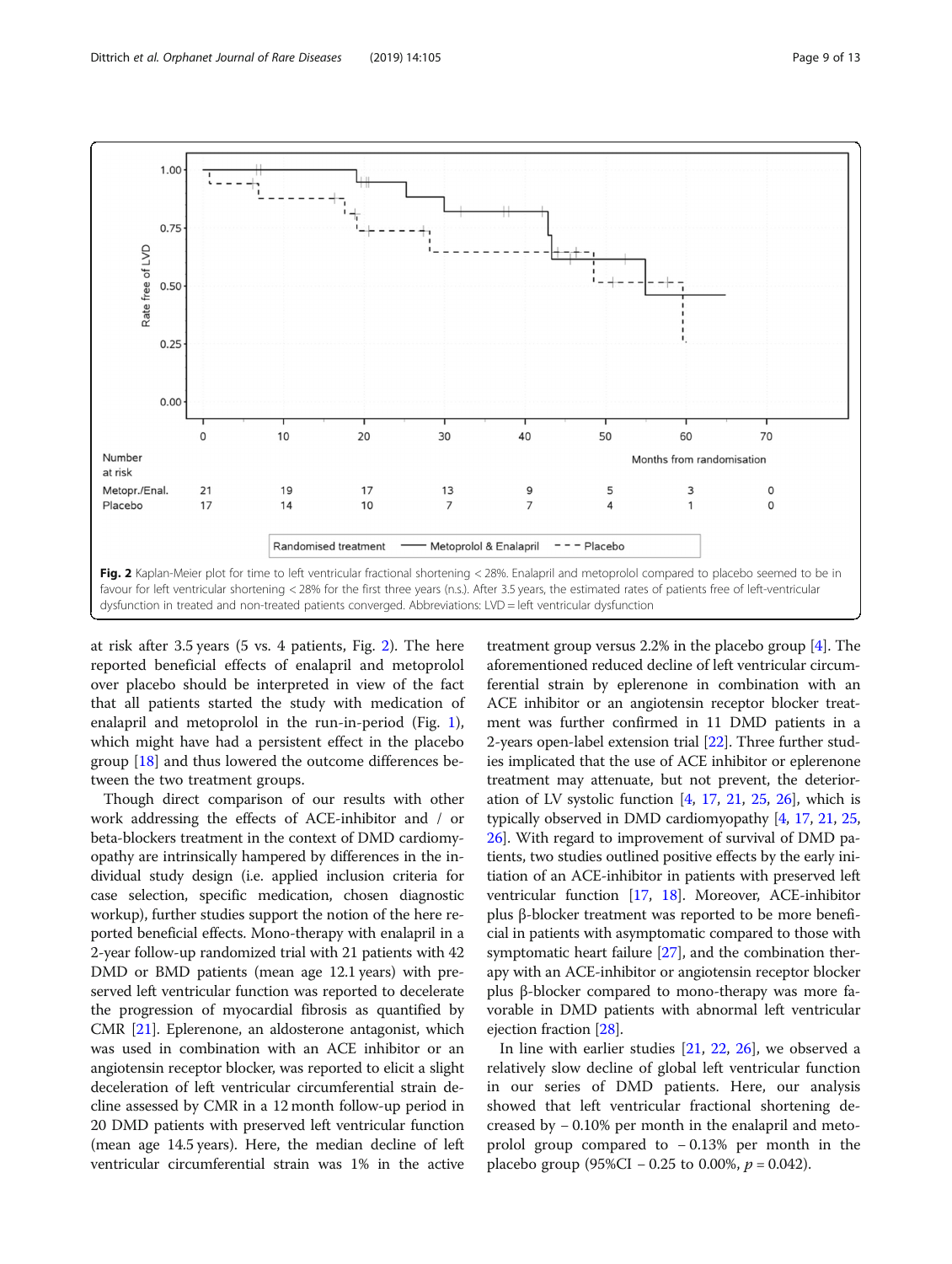Fig. 2 Kaplan-Meier plot for time to left ventricular fractional shortening < 28%. Enalapril and metoprolol compared to placebo seemed to be in favour for left ventricular shortening < 28% for the first three years (n.s.). After 3.5 years, the estimated rates of patients free of left-ventricular dysfunction in treated and non-treated patients converged. Abbreviations: LVD = left ventricular dysfunction

at risk after 3.5 years (5 vs. 4 patients, Fig. 2). The here reported beneficial effects of enalapril and metoprolol over placebo should be interpreted in view of the fact that all patients started the study with medication of enalapril and metoprolol in the run-in-period (Fig. 1), which might have had a persistent effect in the placebo group [18] and thus lowered the outcome differences between the two treatment groups.

Though direct comparison of our results with other work addressing the effects of ACE-inhibitor and / or beta-blockers treatment in the context of DMD cardiomyopathy are intrinsically hampered by differences in the individual study design (i.e. applied inclusion criteria for case selection, specific medication, chosen diagnostic workup), further studies support the notion of the here reported beneficial effects. Mono-therapy with enalapril in a 2-year follow-up randomized trial with 21 patients with 42 DMD or BMD patients (mean age 12.1 years) with preserved left ventricular function was reported to decelerate the progression of myocardial fibrosis as quantified by CMR [21]. Eplerenone, an aldosterone antagonist, which was used in combination with an ACE inhibitor or an angiotensin receptor blocker, was reported to elicit a slight deceleration of left ventricular circumferential strain decline assessed by CMR in a 12 month follow-up period in 20 DMD patients with preserved left ventricular function (mean age 14.5 years). Here, the median decline of left ventricular circumferential strain was 1% in the active treatment group versus 2.2% in the placebo group [4]. The aforementioned reduced decline of left ventricular circumferential strain by eplerenone in combination with an ACE inhibitor or an angiotensin receptor blocker treatment was further confirmed in 11 DMD patients in a 2-years open-label extension trial [22]. Three further studies implicated that the use of ACE inhibitor or eplerenone treatment may attenuate, but not prevent, the deterioration of LV systolic function [4, 17, 21, 25, 26], which is typically observed in DMD cardiomyopathy [4, 17, 21, 25, 26]. With regard to improvement of survival of DMD patients, two studies outlined positive effects by the early initiation of an ACE-inhibitor in patients with preserved left ventricular function [17, 18]. Moreover, ACE-inhibitor plus β-blocker treatment was reported to be more beneficial in patients with asymptomatic compared to those with symptomatic heart failure [27], and the combination therapy with an ACE-inhibitor or angiotensin receptor blocker plus β-blocker compared to mono-therapy was more favorable in DMD patients with abnormal left ventricular ejection fraction [28].

In line with earlier studies [21, 22, 26], we observed a relatively slow decline of global left ventricular function in our series of DMD patients. Here, our analysis showed that left ventricular fractional shortening decreased by − 0.10% per month in the enalapril and metoprolol group compared to − 0.13% per month in the placebo group (95%CI − 0.25 to 0.00%, $p = 0.042$).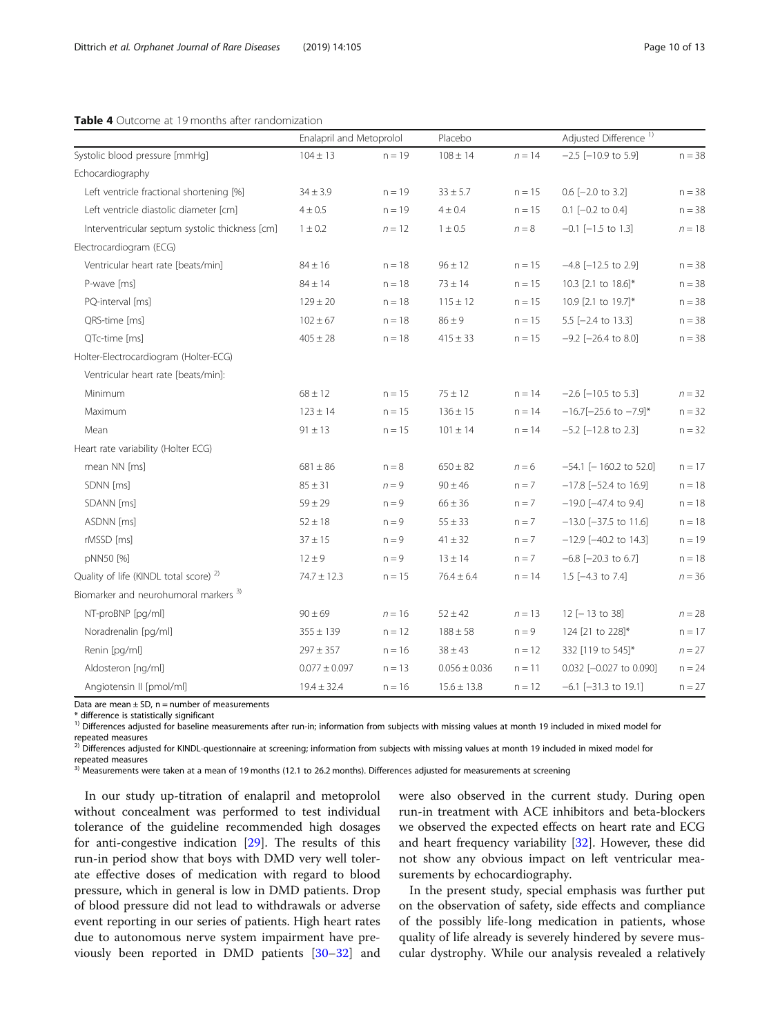**Table 4** Outcome at 19 months after randomization

| | Enalapril and Metoprolol | | Placebo | | Adjusted Difference [1)] | |
|---|---|---|---|---|---|---|
| Systolic blood pressure [mmHg] | 104 ± 13 | n = 19 | 108 ± 14 | n = 14 | −2.5 [−10.9 to 5.9] | n = 38 |
| Echocardiography | | | | | | |
| Left ventricle fractional shortening [%] | 34 ± 3.9 | n = 19 | 33 ± 5.7 | n = 15 | 0.6 [−2.0 to 3.2] | n = 38 |
| Left ventricle diastolic diameter [cm] | 4 ± 0.5 | n = 19 | 4 ± 0.4 | n = 15 | 0.1 [−0.2 to 0.4] | n = 38 |
| Interventricular septum systolic thickness [cm] | 1 ± 0.2 | n = 12 | 1 ± 0.5 | n = 8 | −0.1 [−1.5 to 1.3] | n = 18 |
| Electrocardiogram (ECG) | | | | | | |
| Ventricular heart rate [beats/min] | 84 ± 16 | n = 18 | 96 ± 12 | n = 15 | −4.8 [−12.5 to 2.9] | n = 38 |
| P-wave [ms] | 84 ± 14 | n = 18 | 73 ± 14 | n = 15 | 10.3 [2.1 to 18.6]* | n = 38 |
| PQ-interval [ms] | 129 ± 20 | n = 18 | 115 ± 12 | n = 15 | 10.9 [2.1 to 19.7]* | n = 38 |
| QRS-time [ms] | 102 ± 67 | n = 18 | 86 ± 9 | n = 15 | 5.5 [−2.4 to 13.3] | n = 38 |
| QTc-time [ms] | 405 ± 28 | n = 18 | 415 ± 33 | n = 15 | −9.2 [−26.4 to 8.0] | n = 38 |
| Holter-Electrocardiogram (Holter-ECG) | | | | | | |
| Ventricular heart rate [beats/min]: | | | | | | |
| Minimum | 68 ± 12 | n = 15 | 75 ± 12 | n = 14 | −2.6 [−10.5 to 5.3] | n = 32 |
| Maximum | 123 ± 14 | n = 15 | 136 ± 15 | n = 14 | −16.7[−25.6 to −7.9]* | n = 32 |
| Mean | 91 ± 13 | n = 15 | 101 ± 14 | n = 14 | −5.2 [−12.8 to 2.3] | n = 32 |
| Heart rate variability (Holter ECG) | | | | | | |
| mean NN [ms] | 681 ± 86 | n = 8 | 650 ± 82 | n = 6 | −54.1 [− 160.2 to 52.0] | n = 17 |
| SDNN [ms] | 85 ± 31 | n = 9 | 90 ± 46 | n = 7 | −17.8 [−52.4 to 16.9] | n = 18 |
| SDANN [ms] | 59 ± 29 | n = 9 | 66 ± 36 | n = 7 | −19.0 [−47.4 to 9.4] | n = 18 |
| ASDNN [ms] | 52 ± 18 | n = 9 | 55 ± 33 | n = 7 | −13.0 [−37.5 to 11.6] | n = 18 |
| rMSSD [ms] | 37 ± 15 | n = 9 | 41 ± 32 | n = 7 | −12.9 [−40.2 to 14.3] | n = 19 |
| pNN50 [%] | 12 ± 9 | n = 9 | 13 ± 14 | n = 7 | −6.8 [−20.3 to 6.7] | n = 18 |
| Quality of life (KINDL total score) [2)] | 74.7 ± 12.3 | n = 15 | 76.4 ± 6.4 | n = 14 | 1.5 [−4.3 to 7.4] | n = 36 |
| Biomarker and neurohumoral markers [3)] | | | | | | |
| NT-proBNP [pg/ml] | 90 ± 69 | n = 16 | 52 ± 42 | n = 13 | 12 [− 13 to 38] | n = 28 |
| Noradrenalin [pg/ml] | 355 ± 139 | n = 12 | 188 ± 58 | n = 9 | 124 [21 to 228]* | n = 17 |
| Renin [pg/ml] | 297 ± 357 | n = 16 | 38 ± 43 | n = 12 | 332 [119 to 545]* | n = 27 |
| Aldosteron [ng/ml] | 0.077 ± 0.097 | n = 13 | 0.056 ± 0.036 | n = 11 | 0.032 [−0.027 to 0.090] | n = 24 |
| Angiotensin II [pmol/ml] | 19.4 ± 32.4 | n = 16 | 15.6 ± 13.8 | n = 12 | −6.1 [−31.3 to 19.1] | n = 27 |

Data are mean ± SD, n = number of measurements
\* difference is statistically significant
[1)] Differences adjusted for baseline measurements after run-in; information from subjects with missing values at month 19 included in mixed model for repeated measures
[2)] Differences adjusted for KINDL-questionnaire at screening; information from subjects with missing values at month 19 included in mixed model for repeated measures
[3)] Measurements were taken at a mean of 19 months (12.1 to 26.2 months). Differences adjusted for measurements at screening

In our study up-titration of enalapril and metoprolol without concealment was performed to test individual tolerance of the guideline recommended high dosages for anti-congestive indication [29]. The results of this run-in period show that boys with DMD very well tolerate effective doses of medication with regard to blood pressure, which in general is low in DMD patients. Drop of blood pressure did not lead to withdrawals or adverse event reporting in our series of patients. High heart rates due to autonomous nerve system impairment have previously been reported in DMD patients [30–32] and were also observed in the current study. During open run-in treatment with ACE inhibitors and beta-blockers we observed the expected effects on heart rate and ECG and heart frequency variability [32]. However, these did not show any obvious impact on left ventricular measurements by echocardiography.

In the present study, special emphasis was further put on the observation of safety, side effects and compliance of the possibly life-long medication in patients, whose quality of life already is severely hindered by severe muscular dystrophy. While our analysis revealed a relatively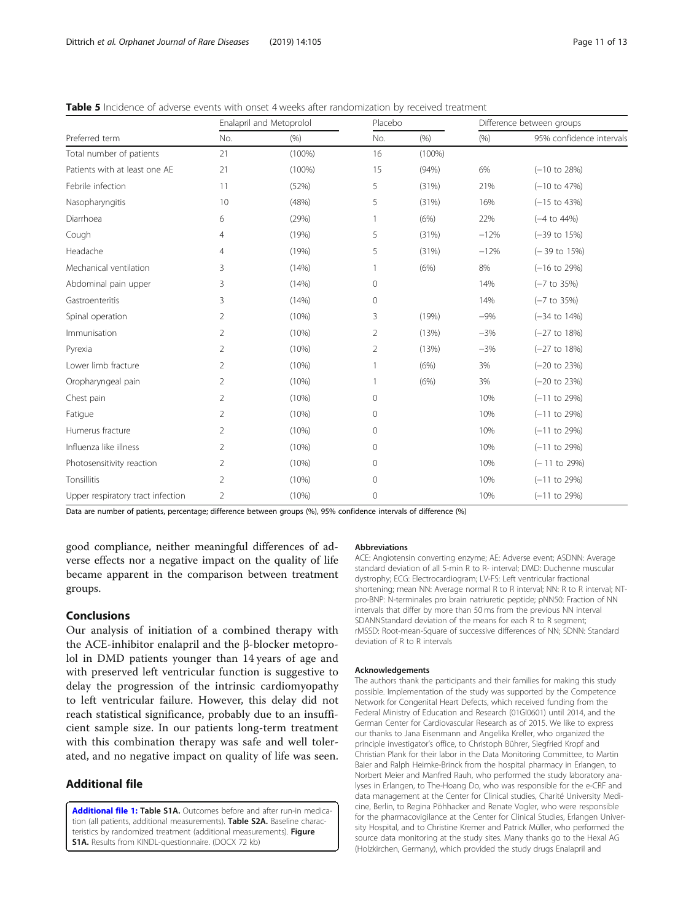**Table 5** Incidence of adverse events with onset 4 weeks after randomization by received treatment

| Preferred term | Enalapril and Metoprolol | | Placebo | | Difference between groups | |
|---|---|---|---|---|---|---|
| | No. | (%) | No. | (%) | (%) | 95% confidence intervals |
| Total number of patients | 21 | (100%) | 16 | (100%) | | |
| Patients with at least one AE | 21 | (100%) | 15 | (94%) | 6% | (−10 to 28%) |
| Febrile infection | 11 | (52%) | 5 | (31%) | 21% | (−10 to 47%) |
| Nasopharyngitis | 10 | (48%) | 5 | (31%) | 16% | (−15 to 43%) |
| Diarrhoea | 6 | (29%) | 1 | (6%) | 22% | (−4 to 44%) |
| Cough | 4 | (19%) | 5 | (31%) | −12% | (−39 to 15%) |
| Headache | 4 | (19%) | 5 | (31%) | −12% | (− 39 to 15%) |
| Mechanical ventilation | 3 | (14%) | 1 | (6%) | 8% | (−16 to 29%) |
| Abdominal pain upper | 3 | (14%) | 0 | | 14% | (−7 to 35%) |
| Gastroenteritis | 3 | (14%) | 0 | | 14% | (−7 to 35%) |
| Spinal operation | 2 | (10%) | 3 | (19%) | −9% | (−34 to 14%) |
| Immunisation | 2 | (10%) | 2 | (13%) | −3% | (−27 to 18%) |
| Pyrexia | 2 | (10%) | 2 | (13%) | −3% | (−27 to 18%) |
| Lower limb fracture | 2 | (10%) | 1 | (6%) | 3% | (−20 to 23%) |
| Oropharyngeal pain | 2 | (10%) | 1 | (6%) | 3% | (−20 to 23%) |
| Chest pain | 2 | (10%) | 0 | | 10% | (−11 to 29%) |
| Fatigue | 2 | (10%) | 0 | | 10% | (−11 to 29%) |
| Humerus fracture | 2 | (10%) | 0 | | 10% | (−11 to 29%) |
| Influenza like illness | 2 | (10%) | 0 | | 10% | (−11 to 29%) |
| Photosensitivity reaction | 2 | (10%) | 0 | | 10% | (− 11 to 29%) |
| Tonsillitis | 2 | (10%) | 0 | | 10% | (−11 to 29%) |
| Upper respiratory tract infection | 2 | (10%) | 0 | | 10% | (−11 to 29%) |

Data are number of patients, percentage; difference between groups (%), 95% confidence intervals of difference (%)

good compliance, neither meaningful differences of adverse effects nor a negative impact on the quality of life became apparent in the comparison between treatment groups.

## Conclusions

Our analysis of initiation of a combined therapy with the ACE-inhibitor enalapril and the β-blocker metoprolol in DMD patients younger than 14 years of age and with preserved left ventricular function is suggestive to delay the progression of the intrinsic cardiomyopathy to left ventricular failure. However, this delay did not reach statistical significance, probably due to an insufficient sample size. In our patients long-term treatment with this combination therapy was safe and well tolerated, and no negative impact on quality of life was seen.

## Additional file

**Additional file 1: Table S1A.** Outcomes before and after run-in medication (all patients, additional measurements). **Table S2A.** Baseline characteristics by randomized treatment (additional measurements). **Figure S1A.** Results from KINDL-questionnaire. (DOCX 72 kb)

#### Abbreviations

ACE: Angiotensin converting enzyme; AE: Adverse event; ASDNN: Average standard deviation of all 5-min R to R- interval; DMD: Duchenne muscular dystrophy; ECG: Electrocardiogram; LV-FS: Left ventricular fractional shortening; mean NN: Average normal R to R interval; NN: R to R interval; NT-pro-BNP: N-terminales pro brain natriuretic peptide; pNN50: Fraction of NN intervals that differ by more than 50 ms from the previous NN interval SDANNStandard deviation of the means for each R to R segment; rMSSD: Root-mean-Square of successive differences of NN; SDNN: Standard deviation of R to R intervals

#### Acknowledgements

The authors thank the participants and their families for making this study possible. Implementation of the study was supported by the Competence Network for Congenital Heart Defects, which received funding from the Federal Ministry of Education and Research (01GI0601) until 2014, and the German Center for Cardiovascular Research as of 2015. We like to express our thanks to Jana Eisenmann and Angelika Kreller, who organized the principle investigator's office, to Christoph Bührer, Siegfried Kropf and Christian Plank for their labor in the Data Monitoring Committee, to Martin Baier and Ralph Heimke-Brinck from the hospital pharmacy in Erlangen, to Norbert Meier and Manfred Rauh, who performed the study laboratory analyses in Erlangen, to The-Hoang Do, who was responsible for the e-CRF and data management at the Center for Clinical studies, Charité University Medicine, Berlin, to Regina Pöhhacker and Renate Vogler, who were responsible for the pharmacovigilance at the Center for Clinical Studies, Erlangen University Hospital, and to Christine Kremer and Patrick Müller, who performed the source data monitoring at the study sites. Many thanks go to the Hexal AG (Holzkirchen, Germany), which provided the study drugs Enalapril and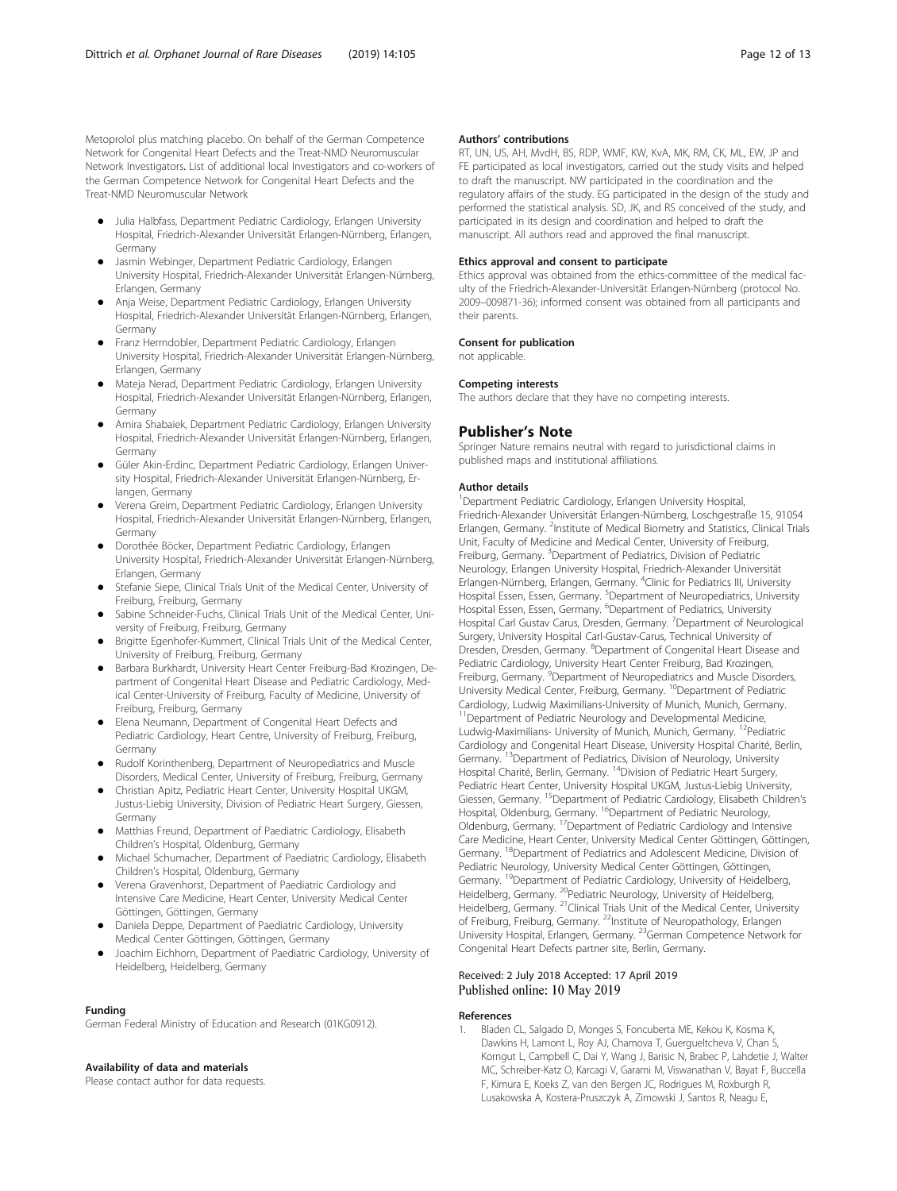Metoprolol plus matching placebo. On behalf of the German Competence Network for Congenital Heart Defects and the Treat-NMD Neuromuscular Network Investigators. List of additional local Investigators and co-workers of the German Competence Network for Congenital Heart Defects and the Treat-NMD Neuromuscular Network

- Julia Halbfass, Department Pediatric Cardiology, Erlangen University Hospital, Friedrich-Alexander Universität Erlangen-Nürnberg, Erlangen, Germany
- Jasmin Webinger, Department Pediatric Cardiology, Erlangen University Hospital, Friedrich-Alexander Universität Erlangen-Nürnberg, Erlangen, Germany
- Anja Weise, Department Pediatric Cardiology, Erlangen University Hospital, Friedrich-Alexander Universität Erlangen-Nürnberg, Erlangen, Germany
- Franz Herrndobler, Department Pediatric Cardiology, Erlangen University Hospital, Friedrich-Alexander Universität Erlangen-Nürnberg, Erlangen, Germany
- Mateja Nerad, Department Pediatric Cardiology, Erlangen University Hospital, Friedrich-Alexander Universität Erlangen-Nürnberg, Erlangen, Germany
- Amira Shabaiek, Department Pediatric Cardiology, Erlangen University Hospital, Friedrich-Alexander Universität Erlangen-Nürnberg, Erlangen, Germany
- Güler Akin-Erdinc, Department Pediatric Cardiology, Erlangen University Hospital, Friedrich-Alexander Universität Erlangen-Nürnberg, Erlangen, Germany
- Verena Greim, Department Pediatric Cardiology, Erlangen University Hospital, Friedrich-Alexander Universität Erlangen-Nürnberg, Erlangen, Germany
- Dorothée Böcker, Department Pediatric Cardiology, Erlangen University Hospital, Friedrich-Alexander Universität Erlangen-Nürnberg, Erlangen, Germany
- Stefanie Siepe, Clinical Trials Unit of the Medical Center, University of Freiburg, Freiburg, Germany
- Sabine Schneider-Fuchs, Clinical Trials Unit of the Medical Center, University of Freiburg, Freiburg, Germany
- Brigitte Egenhofer-Kummert, Clinical Trials Unit of the Medical Center, University of Freiburg, Freiburg, Germany
- Barbara Burkhardt, University Heart Center Freiburg-Bad Krozingen, Department of Congenital Heart Disease and Pediatric Cardiology, Medical Center-University of Freiburg, Faculty of Medicine, University of Freiburg, Freiburg, Germany
- Elena Neumann, Department of Congenital Heart Defects and Pediatric Cardiology, Heart Centre, University of Freiburg, Freiburg, Germany
- Rudolf Korinthenberg, Department of Neuropediatrics and Muscle Disorders, Medical Center, University of Freiburg, Freiburg, Germany
- Christian Apitz, Pediatric Heart Center, University Hospital UKGM, Justus-Liebig University, Division of Pediatric Heart Surgery, Giessen, Germany
- Matthias Freund, Department of Paediatric Cardiology, Elisabeth Children's Hospital, Oldenburg, Germany
- Michael Schumacher, Department of Paediatric Cardiology, Elisabeth Children's Hospital, Oldenburg, Germany
- Verena Gravenhorst, Department of Paediatric Cardiology and Intensive Care Medicine, Heart Center, University Medical Center Göttingen, Göttingen, Germany
- Daniela Deppe, Department of Paediatric Cardiology, University Medical Center Göttingen, Göttingen, Germany
- Joachim Eichhorn, Department of Paediatric Cardiology, University of Heidelberg, Heidelberg, Germany

#### Funding
German Federal Ministry of Education and Research (01KG0912).

#### Availability of data and materials
Please contact author for data requests.

#### Authors' contributions
RT, UN, US, AH, MvdH, BS, RDP, WMF, KW, KvA, MK, RM, CK, ML, EW, JP and FE participated as local investigators, carried out the study visits and helped to draft the manuscript. NW participated in the coordination and the regulatory affairs of the study. EG participated in the design of the study and performed the statistical analysis. SD, JK, and RS conceived of the study, and participated in its design and coordination and helped to draft the manuscript. All authors read and approved the final manuscript.

#### Ethics approval and consent to participate
Ethics approval was obtained from the ethics-committee of the medical faculty of the Friedrich-Alexander-Universität Erlangen-Nürnberg (protocol No. 2009–009871-36); informed consent was obtained from all participants and their parents.

#### Consent for publication
not applicable.

#### Competing interests
The authors declare that they have no competing interests.

## Publisher's Note
Springer Nature remains neutral with regard to jurisdictional claims in published maps and institutional affiliations.

#### Author details
[1]Department Pediatric Cardiology, Erlangen University Hospital, Friedrich-Alexander Universität Erlangen-Nürnberg, Loschgestraße 15, 91054 Erlangen, Germany. [2]Institute of Medical Biometry and Statistics, Clinical Trials Unit, Faculty of Medicine and Medical Center, University of Freiburg, Freiburg, Germany. [3]Department of Pediatrics, Division of Pediatric Neurology, Erlangen University Hospital, Friedrich-Alexander Universität Erlangen-Nürnberg, Erlangen, Germany. [4]Clinic for Pediatrics III, University Hospital Essen, Essen, Germany. [5]Department of Neuropediatrics, University Hospital Essen, Essen, Germany. [6]Department of Pediatrics, University Hospital Carl Gustav Carus, Dresden, Germany. [7]Department of Neurological Surgery, University Hospital Carl-Gustav-Carus, Technical University of Dresden, Dresden, Germany. [8]Department of Congenital Heart Disease and Pediatric Cardiology, University Heart Center Freiburg, Bad Krozingen, Freiburg, Germany. [9]Department of Neuropediatrics and Muscle Disorders, University Medical Center, Freiburg, Germany. [10]Department of Pediatric Cardiology, Ludwig Maximilians-University of Munich, Munich, Germany. [11]Department of Pediatric Neurology and Developmental Medicine, Ludwig-Maximilians- University of Munich, Munich, Germany. [12]Pediatric Cardiology and Congenital Heart Disease, University Hospital Charité, Berlin, Germany. [13]Department of Pediatrics, Division of Neurology, University Hospital Charité, Berlin, Germany. [14]Division of Pediatric Heart Surgery, Pediatric Heart Center, University Hospital UKGM, Justus-Liebig University, Giessen, Germany. [15]Department of Pediatric Cardiology, Elisabeth Children's Hospital, Oldenburg, Germany. [16]Department of Pediatric Neurology, Oldenburg, Germany. [17]Department of Pediatric Cardiology and Intensive Care Medicine, Heart Center, University Medical Center Göttingen, Göttingen, Germany. [18]Department of Pediatrics and Adolescent Medicine, Division of Pediatric Neurology, University Medical Center Göttingen, Göttingen, Germany. [19]Department of Pediatric Cardiology, University of Heidelberg, Heidelberg, Germany. [20]Pediatric Neurology, University of Heidelberg, Heidelberg, Germany. [21]Clinical Trials Unit of the Medical Center, University of Freiburg, Freiburg, Germany. [22]Institute of Neuropathology, Erlangen University Hospital, Erlangen, Germany. [23]German Competence Network for Congenital Heart Defects partner site, Berlin, Germany.

Received: 2 July 2018 Accepted: 17 April 2019
Published online: 10 May 2019

#### References
1. Bladen CL, Salgado D, Monges S, Foncuberta ME, Kekou K, Kosma K, Dawkins H, Lamont L, Roy AJ, Chamova T, Guergueltcheva V, Chan S, Korngut L, Campbell C, Dai Y, Wang J, Barisic N, Brabec P, Lahdetie J, Walter MC, Schreiber-Katz O, Karcagi V, Garami M, Viswanathan V, Bayat F, Buccella F, Kimura E, Koeks Z, van den Bergen JC, Rodrigues M, Roxburgh R, Lusakowska A, Kostera-Pruszczyk A, Zimowski J, Santos R, Neagu E,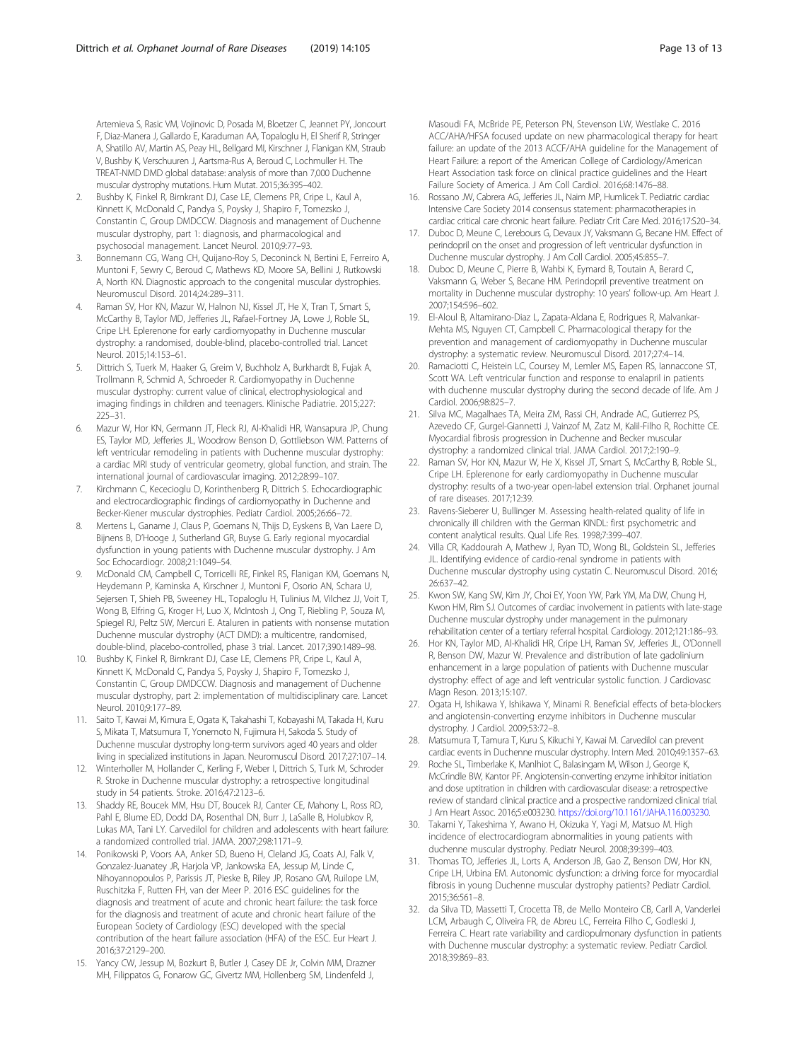Artemieva S, Rasic VM, Vojinovic D, Posada M, Bloetzer C, Jeannet PY, Joncourt F, Diaz-Manera J, Gallardo E, Karaduman AA, Topaloglu H, El Sherif R, Stringer A, Shatillo AV, Martin AS, Peay HL, Bellgard MI, Kirschner J, Flanigan KM, Straub V, Bushby K, Verschuuren J, Aartsma-Rus A, Beroud C, Lochmuller H. The TREAT-NMD DMD global database: analysis of more than 7,000 Duchenne muscular dystrophy mutations. Hum Mutat. 2015;36:395–402.

2. Bushby K, Finkel R, Birnkrant DJ, Case LE, Clemens PR, Cripe L, Kaul A, Kinnett K, McDonald C, Pandya S, Poysky J, Shapiro F, Tomezsko J, Constantin C, Group DMDCCW. Diagnosis and management of Duchenne muscular dystrophy, part 1: diagnosis, and pharmacological and psychosocial management. Lancet Neurol. 2010;9:77–93.
3. Bonnemann CG, Wang CH, Quijano-Roy S, Deconinck N, Bertini E, Ferreiro A, Muntoni F, Sewry C, Beroud C, Mathews KD, Moore SA, Bellini J, Rutkowski A, North KN. Diagnostic approach to the congenital muscular dystrophies. Neuromuscul Disord. 2014;24:289–311.
4. Raman SV, Hor KN, Mazur W, Halnon NJ, Kissel JT, He X, Tran T, Smart S, McCarthy B, Taylor MD, Jefferies JL, Rafael-Fortney JA, Lowe J, Roble SL, Cripe LH. Eplerenone for early cardiomyopathy in Duchenne muscular dystrophy: a randomised, double-blind, placebo-controlled trial. Lancet Neurol. 2015;14:153–61.
5. Dittrich S, Tuerk M, Haaker G, Greim V, Buchholz A, Burkhardt B, Fujak A, Trollmann R, Schmid A, Schroeder R. Cardiomyopathy in Duchenne muscular dystrophy: current value of clinical, electrophysiological and imaging findings in children and teenagers. Klinische Padiatrie. 2015;227: 225–31.
6. Mazur W, Hor KN, Germann JT, Fleck RJ, Al-Khalidi HR, Wansapura JP, Chung ES, Taylor MD, Jefferies JL, Woodrow Benson D, Gottliebson WM. Patterns of left ventricular remodeling in patients with Duchenne muscular dystrophy: a cardiac MRI study of ventricular geometry, global function, and strain. The international journal of cardiovascular imaging. 2012;28:99–107.
7. Kirchmann C, Kececioglu D, Korinthenberg R, Dittrich S. Echocardiographic and electrocardiographic findings of cardiomyopathy in Duchenne and Becker-Kiener muscular dystrophies. Pediatr Cardiol. 2005;26:66–72.
8. Mertens L, Ganame J, Claus P, Goemans N, Thijs D, Eyskens B, Van Laere D, Bijnens B, D'Hooge J, Sutherland GR, Buyse G. Early regional myocardial dysfunction in young patients with Duchenne muscular dystrophy. J Am Soc Echocardiogr. 2008;21:1049–54.
9. McDonald CM, Campbell C, Torricelli RE, Finkel RS, Flanigan KM, Goemans N, Heydemann P, Kaminska A, Kirschner J, Muntoni F, Osorio AN, Schara U, Sejersen T, Shieh PB, Sweeney HL, Topaloglu H, Tulinius M, Vilchez JJ, Voit T, Wong B, Elfring G, Kroger H, Luo X, McIntosh J, Ong T, Riebling P, Souza M, Spiegel RJ, Peltz SW, Mercuri E. Ataluren in patients with nonsense mutation Duchenne muscular dystrophy (ACT DMD): a multicentre, randomised, double-blind, placebo-controlled, phase 3 trial. Lancet. 2017;390:1489–98.
10. Bushby K, Finkel R, Birnkrant DJ, Case LE, Clemens PR, Cripe L, Kaul A, Kinnett K, McDonald C, Pandya S, Poysky J, Shapiro F, Tomezsko J, Constantin C, Group DMDCCW. Diagnosis and management of Duchenne muscular dystrophy, part 2: implementation of multidisciplinary care. Lancet Neurol. 2010;9:177–89.
11. Saito T, Kawai M, Kimura E, Ogata K, Takahashi T, Kobayashi M, Takada H, Kuru S, Mikata T, Matsumura T, Yonemoto N, Fujimura H, Sakoda S. Study of Duchenne muscular dystrophy long-term survivors aged 40 years and older living in specialized institutions in Japan. Neuromuscul Disord. 2017;27:107–14.
12. Winterholler M, Hollander C, Kerling F, Weber I, Dittrich S, Turk M, Schroder R. Stroke in Duchenne muscular dystrophy: a retrospective longitudinal study in 54 patients. Stroke. 2016;47:2123–6.
13. Shaddy RE, Boucek MM, Hsu DT, Boucek RJ, Canter CE, Mahony L, Ross RD, Pahl E, Blume ED, Dodd DA, Rosenthal DN, Burr J, LaSalle B, Holubkov R, Lukas MA, Tani LY. Carvedilol for children and adolescents with heart failure: a randomized controlled trial. JAMA. 2007;298:1171–9.
14. Ponikowski P, Voors AA, Anker SD, Bueno H, Cleland JG, Coats AJ, Falk V, Gonzalez-Juanatey JR, Harjola VP, Jankowska EA, Jessup M, Linde C, Nihoyannopoulos P, Parissis JT, Pieske B, Riley JP, Rosano GM, Ruilope LM, Ruschitzka F, Rutten FH, van der Meer P. 2016 ESC guidelines for the diagnosis and treatment of acute and chronic heart failure: the task force for the diagnosis and treatment of acute and chronic heart failure of the European Society of Cardiology (ESC) developed with the special contribution of the heart failure association (HFA) of the ESC. Eur Heart J. 2016;37:2129–200.
15. Yancy CW, Jessup M, Bozkurt B, Butler J, Casey DE Jr, Colvin MM, Drazner MH, Filippatos G, Fonarow GC, Givertz MM, Hollenberg SM, Lindenfeld J, Masoudi FA, McBride PE, Peterson PN, Stevenson LW, Westlake C. 2016 ACC/AHA/HFSA focused update on new pharmacological therapy for heart failure: an update of the 2013 ACCF/AHA guideline for the Management of Heart Failure: a report of the American College of Cardiology/American Heart Association task force on clinical practice guidelines and the Heart Failure Society of America. J Am Coll Cardiol. 2016;68:1476–88.
16. Rossano JW, Cabrera AG, Jefferies JL, Naim MP, Humlicek T. Pediatric cardiac Intensive Care Society 2014 consensus statement: pharmacotherapies in cardiac critical care chronic heart failure. Pediatr Crit Care Med. 2016;17:S20–34.
17. Duboc D, Meune C, Lerebours G, Devaux JY, Vaksmann G, Becane HM. Effect of perindopril on the onset and progression of left ventricular dysfunction in Duchenne muscular dystrophy. J Am Coll Cardiol. 2005;45:855–7.
18. Duboc D, Meune C, Pierre B, Wahbi K, Eymard B, Toutain A, Berard C, Vaksmann G, Weber S, Becane HM. Perindopril preventive treatment on mortality in Duchenne muscular dystrophy: 10 years' follow-up. Am Heart J. 2007;154:596–602.
19. El-Aloul B, Altamirano-Diaz L, Zapata-Aldana E, Rodrigues R, Malvankar-Mehta MS, Nguyen CT, Campbell C. Pharmacological therapy for the prevention and management of cardiomyopathy in Duchenne muscular dystrophy: a systematic review. Neuromuscul Disord. 2017;27:4–14.
20. Ramaciotti C, Heistein LC, Coursey M, Lemler MS, Eapen RS, Iannaccone ST, Scott WA. Left ventricular function and response to enalapril in patients with duchenne muscular dystrophy during the second decade of life. Am J Cardiol. 2006;98:825–7.
21. Silva MC, Magalhaes TA, Meira ZM, Rassi CH, Andrade AC, Gutierrez PS, Azevedo CF, Gurgel-Giannetti J, Vainzof M, Zatz M, Kalil-Filho R, Rochitte CE. Myocardial fibrosis progression in Duchenne and Becker muscular dystrophy: a randomized clinical trial. JAMA Cardiol. 2017;2:190–9.
22. Raman SV, Hor KN, Mazur W, He X, Kissel JT, Smart S, McCarthy B, Roble SL, Cripe LH. Eplerenone for early cardiomyopathy in Duchenne muscular dystrophy: results of a two-year open-label extension trial. Orphanet journal of rare diseases. 2017;12:39.
23. Ravens-Sieberer U, Bullinger M. Assessing health-related quality of life in chronically ill children with the German KINDL: first psychometric and content analytical results. Qual Life Res. 1998;7:399–407.
24. Villa CR, Kaddourah A, Mathew J, Ryan TD, Wong BL, Goldstein SL, Jefferies JL. Identifying evidence of cardio-renal syndrome in patients with Duchenne muscular dystrophy using cystatin C. Neuromuscul Disord. 2016; 26:637–42.
25. Kwon SW, Kang SW, Kim JY, Choi EY, Yoon YW, Park YM, Ma DW, Chung H, Kwon HM, Rim SJ. Outcomes of cardiac involvement in patients with late-stage Duchenne muscular dystrophy under management in the pulmonary rehabilitation center of a tertiary referral hospital. Cardiology. 2012;121:186–93.
26. Hor KN, Taylor MD, Al-Khalidi HR, Cripe LH, Raman SV, Jefferies JL, O'Donnell R, Benson DW, Mazur W. Prevalence and distribution of late gadolinium enhancement in a large population of patients with Duchenne muscular dystrophy: effect of age and left ventricular systolic function. J Cardiovasc Magn Reson. 2013;15:107.
27. Ogata H, Ishikawa Y, Ishikawa Y, Minami R. Beneficial effects of beta-blockers and angiotensin-converting enzyme inhibitors in Duchenne muscular dystrophy. J Cardiol. 2009;53:72–8.
28. Matsumura T, Tamura T, Kuru S, Kikuchi Y, Kawai M. Carvedilol can prevent cardiac events in Duchenne muscular dystrophy. Intern Med. 2010;49:1357–63.
29. Roche SL, Timberlake K, Manlhiot C, Balasingam M, Wilson J, George K, McCrindle BW, Kantor PF. Angiotensin-converting enzyme inhibitor initiation and dose uptitration in children with cardiovascular disease: a retrospective review of standard clinical practice and a prospective randomized clinical trial. J Am Heart Assoc. 2016;5:e003230. https://doi.org/10.1161/JAHA.116.003230.
30. Takami Y, Takeshima Y, Awano H, Okizuka Y, Yagi M, Matsuo M. High incidence of electrocardiogram abnormalities in young patients with duchenne muscular dystrophy. Pediatr Neurol. 2008;39:399–403.
31. Thomas TO, Jefferies JL, Lorts A, Anderson JB, Gao Z, Benson DW, Hor KN, Cripe LH, Urbina EM. Autonomic dysfunction: a driving force for myocardial fibrosis in young Duchenne muscular dystrophy patients? Pediatr Cardiol. 2015;36:561–8.
32. da Silva TD, Massetti T, Crocetta TB, de Mello Monteiro CB, Carll A, Vanderlei LCM, Arbaugh C, Oliveira FR, de Abreu LC, Ferreira Filho C, Godleski J, Ferreira C. Heart rate variability and cardiopulmonary dysfunction in patients with Duchenne muscular dystrophy: a systematic review. Pediatr Cardiol. 2018;39:869–83.